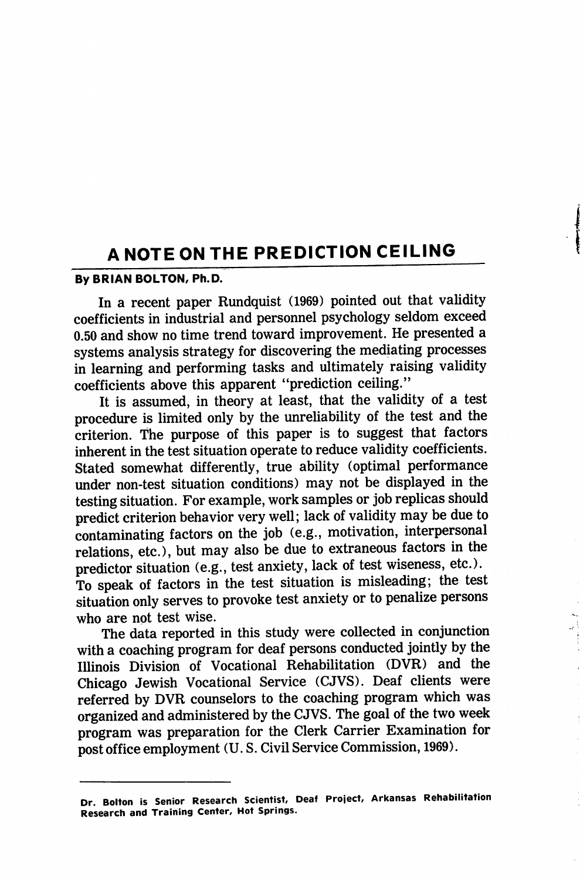# A NOTE ON THE PREDICTION CEILING

**By BRIAN BOLTON, Ph.D.**

In a recent paper Rundquist (1969) pointed out that validity coefficients in industrial and personnel psychology seldom exceed 0.50 and show no time trend toward improvement. He presented a systems analysis strategy for discovering the mediating processes in learning and performing tasks and ultimately raising validity coefficients above this apparent "prediction ceiling."

It is assumed, in theory at least, that the validity of a test procedure is limited only by the unreliability of the test and the criterion. The purpose of this paper is to suggest that factors inherent in the test situation operate to reduce validity coefficients. Stated somewhat differently, true ability (optimal performance under non-test situation conditions) may not be displayed in the testing situation. For example, work samples or job replicas should predict criterion behavior very well; lack of validity may be due to contaminating factors on the job (e.g., motivation, interpersonal relations, etc.), but may also be due to extraneous factors in the predictor situation (e.g., test anxiety, lack of test wiseness, etc.). To speak of factors in the test situation is misleading; the test situation only serves to provoke test anxiety or to penalize persons who are not test wise.

The data reported in this study were collected in conjunction with a coaching program for deaf persons conducted jointly by the Illinois Division of Vocational Rehabilitation (DVR) and the Chicago Jewish Vocational Service (CJVS). Deaf clients were referred by DVR counselors to the coaching program which was organized and administered by the CJVS. The goal of the two week program was preparation for the Clerk Carrier Examination for post office employment (U. S. Civil Service Commission, 1969).

---

**Dr. Bolton is Senior Research Scientist, Deaf Project, Arkansas Rehabilitation Research and Training Center, Hot Springs.**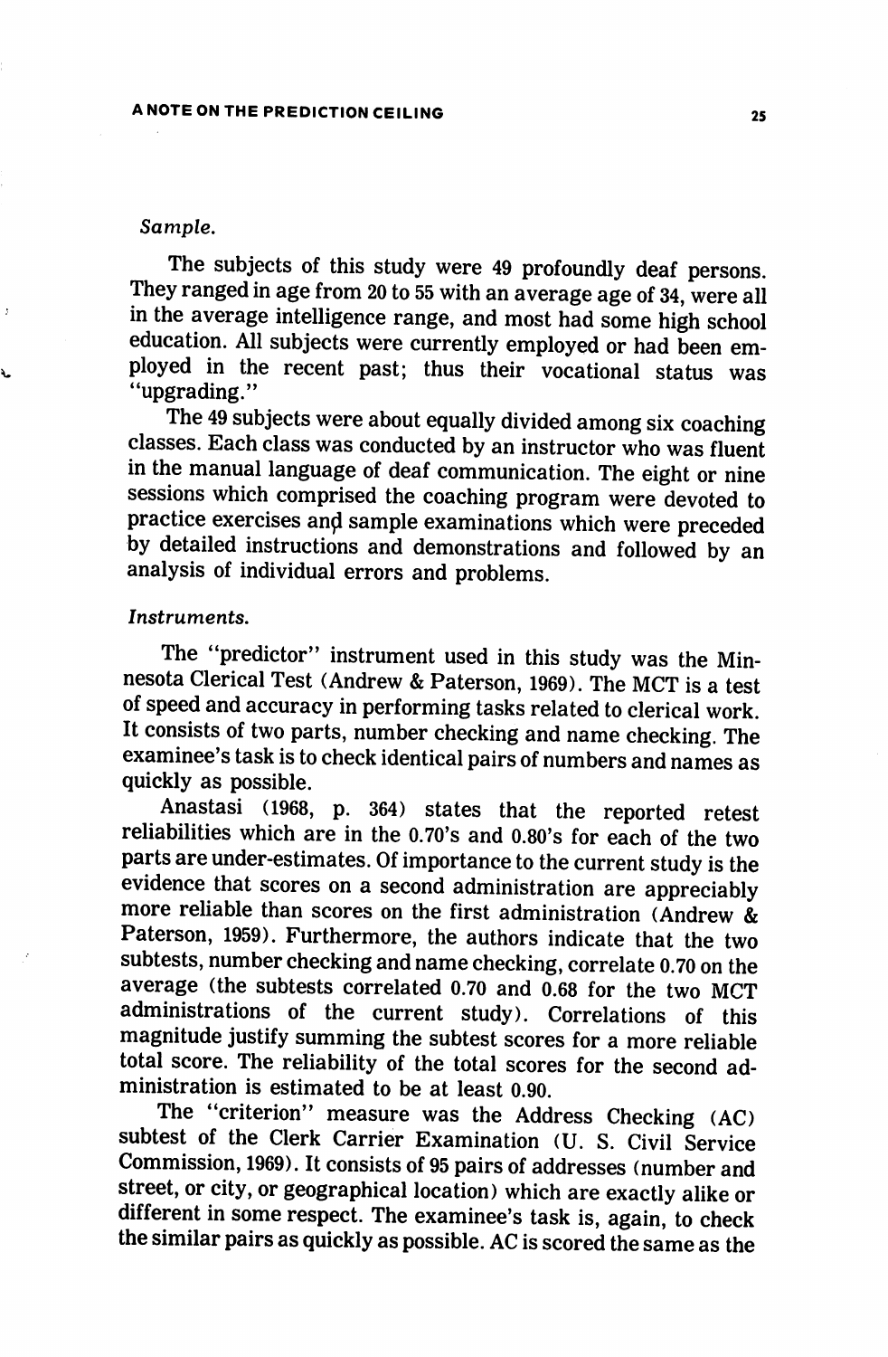*Sample.*

The subjects of this study were 49 profoundly deaf persons. They ranged in age from 20 to 55 with an average age of 34, were all in the average intelligence range, and most had some high school education. All subjects were currently employed or had been employed in the recent past; thus their vocational status was "upgrading."

The 49 subjects were about equally divided among six coaching classes. Each class was conducted by an instructor who was fluent in the manual language of deaf communication. The eight or nine sessions which comprised the coaching program were devoted to practice exercises and sample examinations which were preceded by detailed instructions and demonstrations and followed by an analysis of individual errors and problems.

*Instruments.*

The "predictor" instrument used in this study was the Minnesota Clerical Test (Andrew & Paterson, 1969). The MCT is a test of speed and accuracy in performing tasks related to clerical work. It consists of two parts, number checking and name checking. The examinee's task is to check identical pairs of numbers and names as quickly as possible.

Anastasi (1968, p. 364) states that the reported retest reliabilities which are in the 0.70's and 0.80's for each of the two parts are under-estimates. Of importance to the current study is the evidence that scores on a second administration are appreciably more reliable than scores on the first administration (Andrew & Paterson, 1959). Furthermore, the authors indicate that the two subtests, number checking and name checking, correlate 0.70 on the average (the subtests correlated 0.70 and 0.68 for the two MCT administrations of the current study). Correlations of this magnitude justify summing the subtest scores for a more reliable total score. The reliability of the total scores for the second administration is estimated to be at least 0.90.

The "criterion" measure was the Address Checking (AC) subtest of the Clerk Carrier Examination (U. S. Civil Service Commission, 1969). It consists of 95 pairs of addresses (number and street, or city, or geographical location) which are exactly alike or different in some respect. The examinee's task is, again, to check the similar pairs as quickly as possible. AC is scored the same as the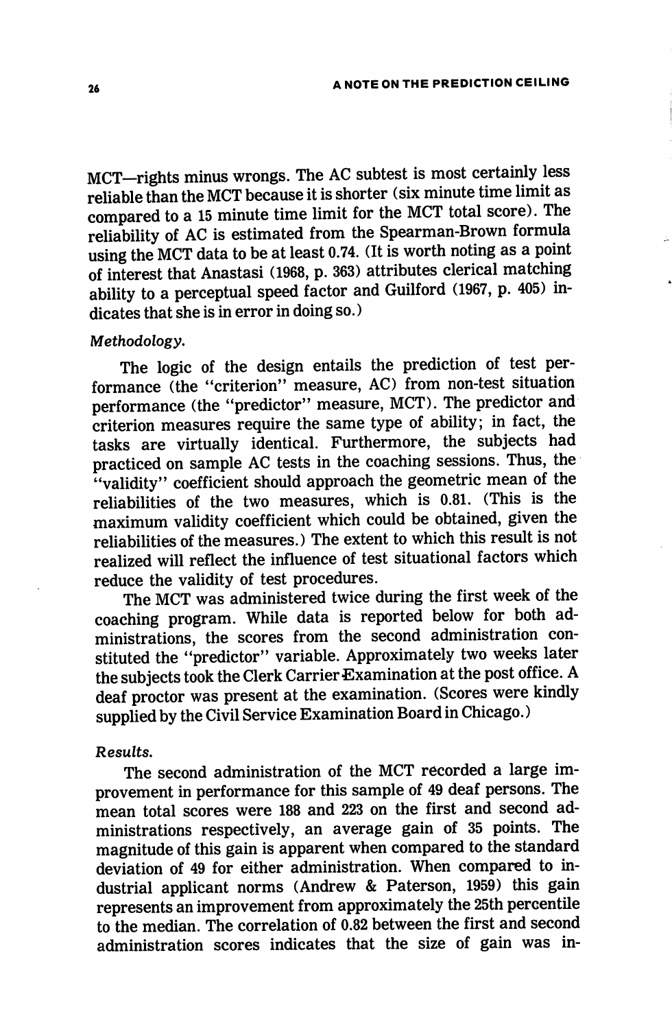MCT—rights minus wrongs. The AC subtest is most certainly less reliable than the MCT because it is shorter (six minute time limit as compared to a 15 minute time limit for the MCT total score). The reliability of AC is estimated from the Spearman-Brown formula using the MCT data to be at least 0.74. (It is worth noting as a point of interest that Anastasi (1968, p. 363) attributes clerical matching ability to a perceptual speed factor and Guilford (1967, p. 405) indicates that she is in error in doing so.)

*Methodology.*

The logic of the design entails the prediction of test performance (the "criterion" measure, AC) from non-test situation performance (the "predictor" measure, MCT). The predictor and criterion measures require the same type of ability; in fact, the tasks are virtually identical. Furthermore, the subjects had practiced on sample AC tests in the coaching sessions. Thus, the "validity" coefficient should approach the geometric mean of the reliabilities of the two measures, which is 0.81. (This is the maximum validity coefficient which could be obtained, given the reliabilities of the measures.) The extent to which this result is not realized will reflect the influence of test situational factors which reduce the validity of test procedures.

The MCT was administered twice during the first week of the coaching program. While data is reported below for both administrations, the scores from the second administration constituted the "predictor" variable. Approximately two weeks later the subjects took the Clerk Carrier Examination at the post office. A deaf proctor was present at the examination. (Scores were kindly supplied by the Civil Service Examination Board in Chicago.)

*Results.*

The second administration of the MCT recorded a large improvement in performance for this sample of 49 deaf persons. The mean total scores were 188 and 223 on the first and second administrations respectively, an average gain of 35 points. The magnitude of this gain is apparent when compared to the standard deviation of 49 for either administration. When compared to industrial applicant norms (Andrew & Paterson, 1959) this gain represents an improvement from approximately the 25th percentile to the median. The correlation of 0.82 between the first and second administration scores indicates that the size of gain was in-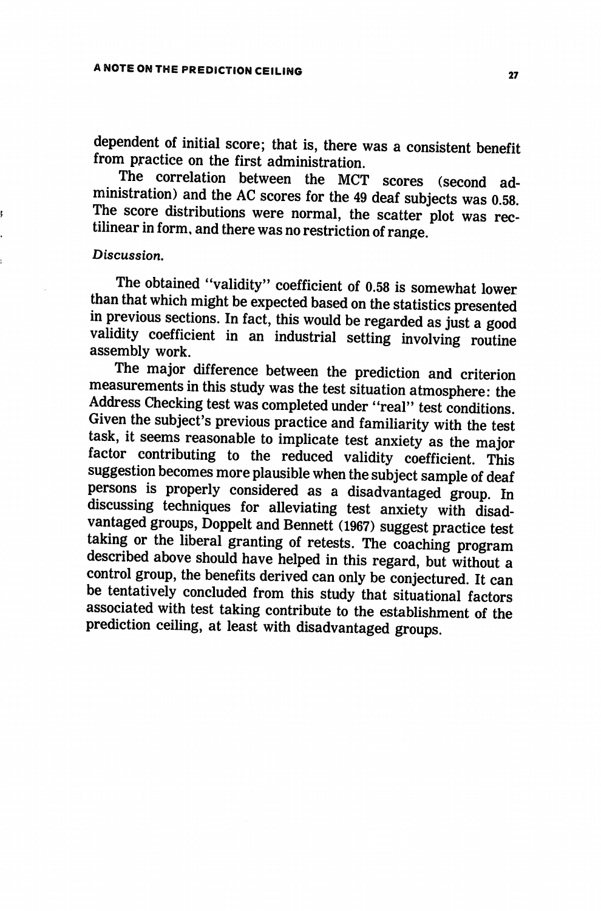dependent of initial score; that is, there was a consistent benefit from practice on the first administration.

The correlation between the MCT scores (second administration) and the AC scores for the 49 deaf subjects was 0.58. The score distributions were normal, the scatter plot was rectilinear in form, and there was no restriction of range.

*Discussion.*

The obtained "validity" coefficient of 0.58 is somewhat lower than that which might be expected based on the statistics presented in previous sections. In fact, this would be regarded as just a good validity coefficient in an industrial setting involving routine assembly work.

The major difference between the prediction and criterion measurements in this study was the test situation atmosphere: the Address Checking test was completed under "real" test conditions. Given the subject's previous practice and familiarity with the test task, it seems reasonable to implicate test anxiety as the major factor contributing to the reduced validity coefficient. This suggestion becomes more plausible when the subject sample of deaf persons is properly considered as a disadvantaged group. In discussing techniques for alleviating test anxiety with disadvantaged groups, Doppelt and Bennett (1967) suggest practice test taking or the liberal granting of retests. The coaching program described above should have helped in this regard, but without a control group, the benefits derived can only be conjectured. It can be tentatively concluded from this study that situational factors associated with test taking contribute to the establishment of the prediction ceiling, at least with disadvantaged groups.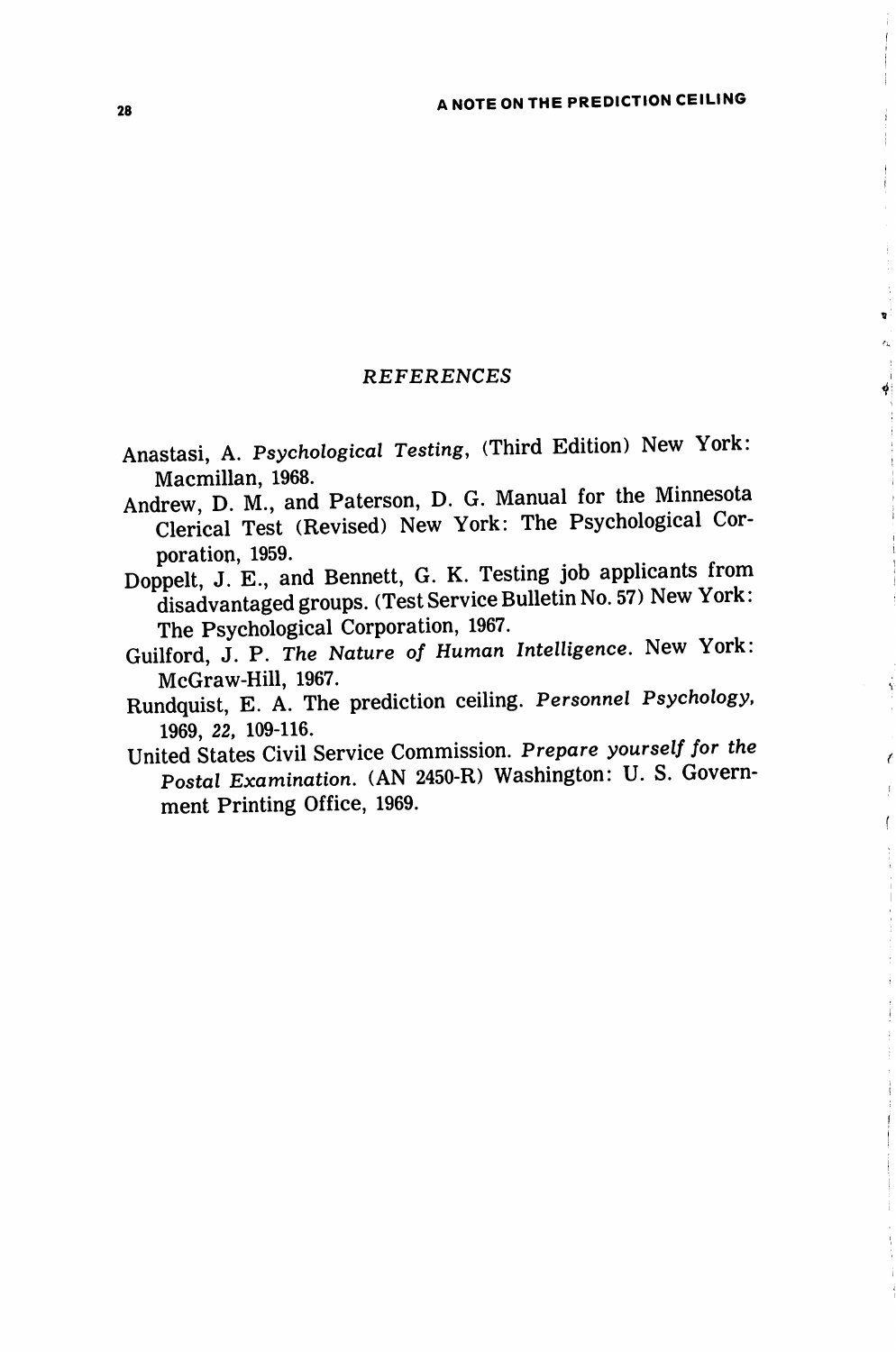## *REFERENCES*

Anastasi, A. *Psychological Testing*, (Third Edition) New York: Macmillan, 1968.

Andrew, D. M., and Paterson, D. G. Manual for the Minnesota Clerical Test (Revised) New York: The Psychological Corporation, 1959.

Doppelt, J. E., and Bennett, G. K. Testing job applicants from disadvantaged groups. (Test Service Bulletin No. 57) New York: The Psychological Corporation, 1967.

Guilford, J. P. *The Nature of Human Intelligence*. New York: McGraw-Hill, 1967.

Rundquist, E. A. The prediction ceiling. *Personnel Psychology*, 1969, *22*, 109-116.

United States Civil Service Commission. *Prepare yourself for the Postal Examination*. (AN 2450-R) Washington: U. S. Government Printing Office, 1969.